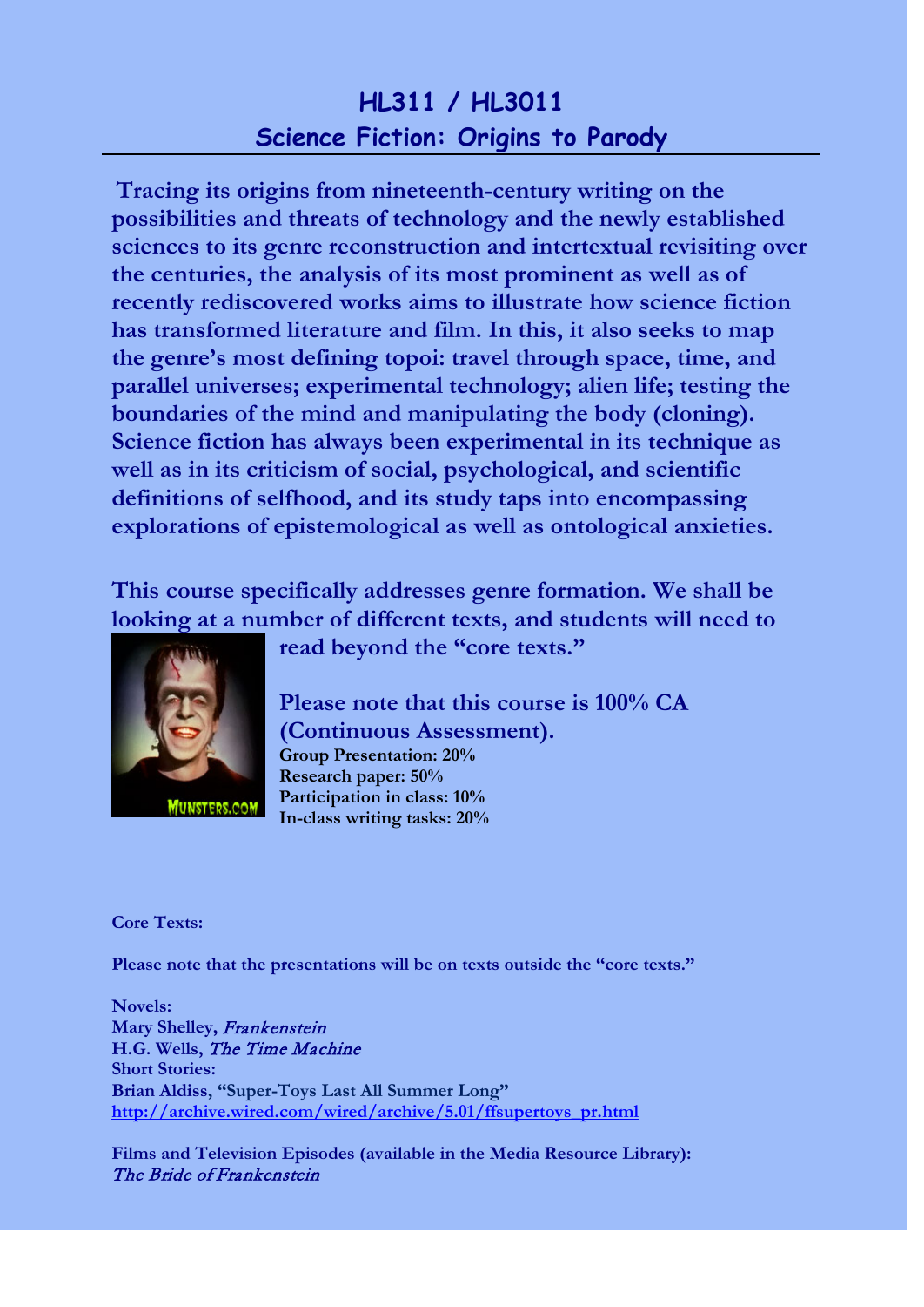# HL311 / HL3011

## Science Fiction: Origins to Parody

**Tracing its origins from nineteenth-century writing on the possibilities and threats of technology and the newly established sciences to its genre reconstruction and intertextual revisiting over the centuries, the analysis of its most prominent as well as of recently rediscovered works aims to illustrate how science fiction has transformed literature and film. In this, it also seeks to map the genre's most defining topoi: travel through space, time, and parallel universes; experimental technology; alien life; testing the boundaries of the mind and manipulating the body (cloning). Science fiction has always been experimental in its technique as well as in its criticism of social, psychological, and scientific definitions of selfhood, and its study taps into encompassing explorations of epistemological as well as ontological anxieties.**

**This course specifically addresses genre formation. We shall be looking at a number of different texts, and students will need to read beyond the "core texts."**

**Please note that this course is 100% CA (Continuous Assessment).**

**Group Presentation: 20%**
**Research paper: 50%**
**Participation in class: 10%**
**In-class writing tasks: 20%**

**Core Texts:**

**Please note that the presentations will be on texts outside the "core texts."**

**Novels:**
**Mary Shelley,** *Frankenstein*
**H.G. Wells,** *The Time Machine*
**Short Stories:**
**Brian Aldiss, "Super-Toys Last All Summer Long"**
**http://archive.wired.com/wired/archive/5.01/ffsupertoys_pr.html**

**Films and Television Episodes (available in the Media Resource Library):**
*The Bride of Frankenstein*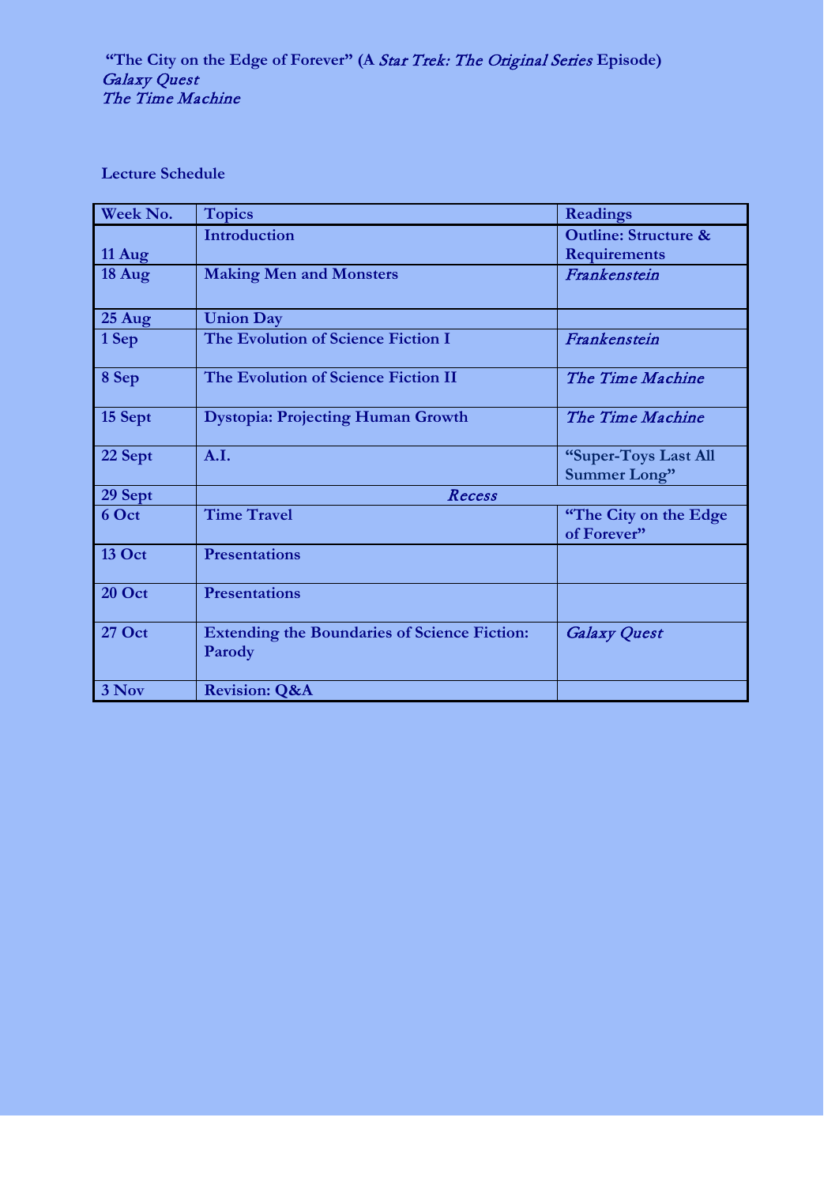**"The City on the Edge of Forever" (A *Star Trek: The Original Series* Episode)**
*Galaxy Quest*
*The Time Machine*

**Lecture Schedule**

| Week No. | Topics | Readings |
|---|---|---|
| **11 Aug** | **Introduction** | **Outline: Structure & Requirements** |
| **18 Aug** | **Making Men and Monsters** | *Frankenstein* |
| **25 Aug** | **Union Day** | |
| **1 Sep** | **The Evolution of Science Fiction I** | *Frankenstein* |
| **8 Sep** | **The Evolution of Science Fiction II** | *The Time Machine* |
| **15 Sept** | **Dystopia: Projecting Human Growth** | *The Time Machine* |
| **22 Sept** | **A.I.** | **"Super-Toys Last All Summer Long"** |
| **29 Sept** | *Recess* | |
| **6 Oct** | **Time Travel** | **"The City on the Edge of Forever"** |
| **13 Oct** | **Presentations** | |
| **20 Oct** | **Presentations** | |
| **27 Oct** | **Extending the Boundaries of Science Fiction: Parody** | *Galaxy Quest* |
| **3 Nov** | **Revision: Q&A** | |